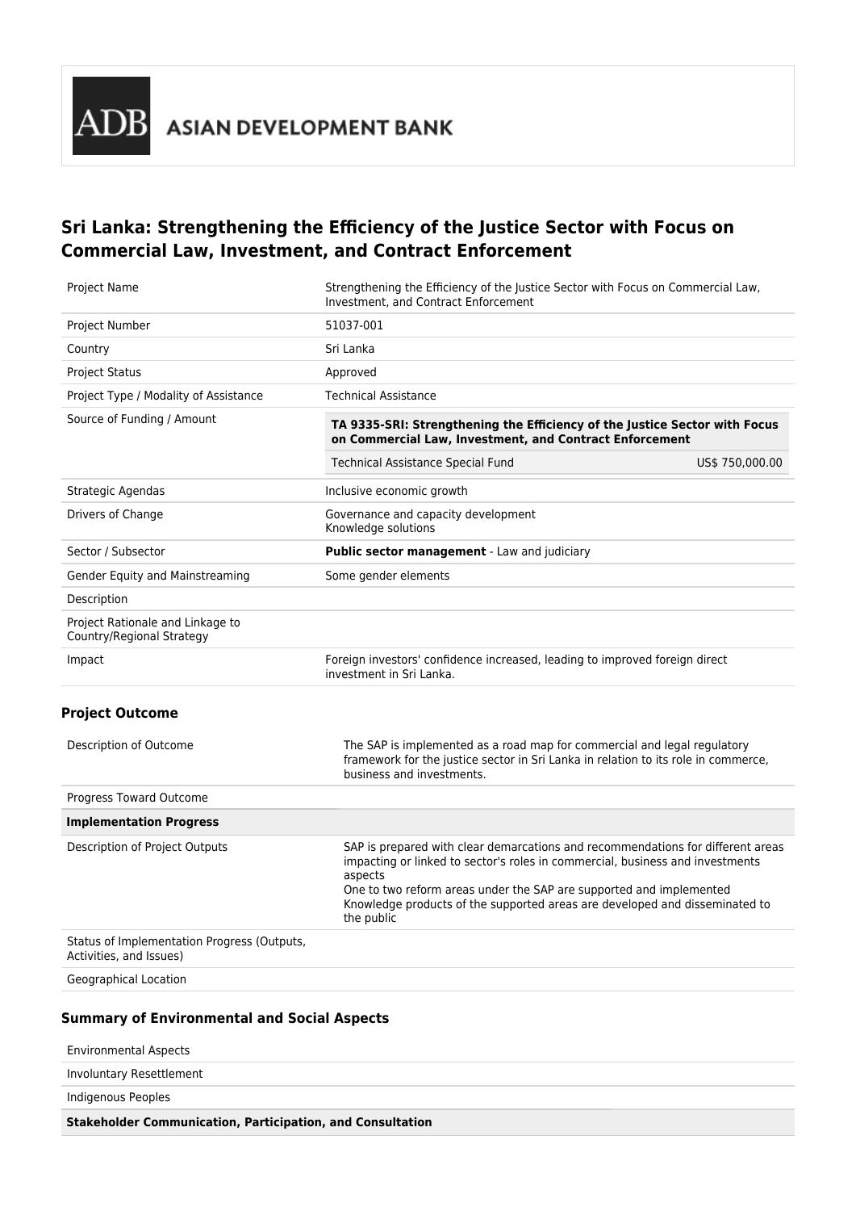ADB ASIAN DEVELOPMENT BANK

# Sri Lanka: Strengthening the Efficiency of the Justice Sector with Focus on Commercial Law, Investment, and Contract Enforcement

| | |
|---|---|
| Project Name | Strengthening the Efficiency of the Justice Sector with Focus on Commercial Law, Investment, and Contract Enforcement |
| Project Number | 51037-001 |
| Country | Sri Lanka |
| Project Status | Approved |
| Project Type / Modality of Assistance | Technical Assistance |
| Source of Funding / Amount | **TA 9335-SRI: Strengthening the Efficiency of the Justice Sector with Focus on Commercial Law, Investment, and Contract Enforcement**<br>Technical Assistance Special Fund US$ 750,000.00 |
| Strategic Agendas | Inclusive economic growth |
| Drivers of Change | Governance and capacity development<br>Knowledge solutions |
| Sector / Subsector | **Public sector management** - Law and judiciary |
| Gender Equity and Mainstreaming | Some gender elements |
| Description | |
| Project Rationale and Linkage to Country/Regional Strategy | |
| Impact | Foreign investors' confidence increased, leading to improved foreign direct investment in Sri Lanka. |

## Project Outcome

| | |
|---|---|
| Description of Outcome | The SAP is implemented as a road map for commercial and legal regulatory framework for the justice sector in Sri Lanka in relation to its role in commerce, business and investments. |
| Progress Toward Outcome | |
| **Implementation Progress** | |
| Description of Project Outputs | SAP is prepared with clear demarcations and recommendations for different areas impacting or linked to sector's roles in commercial, business and investments aspects<br>One to two reform areas under the SAP are supported and implemented<br>Knowledge products of the supported areas are developed and disseminated to the public |
| Status of Implementation Progress (Outputs, Activities, and Issues) | |
| Geographical Location | |

## Summary of Environmental and Social Aspects

| | |
|---|---|
| Environmental Aspects | |
| Involuntary Resettlement | |
| Indigenous Peoples | |
| **Stakeholder Communication, Participation, and Consultation** | |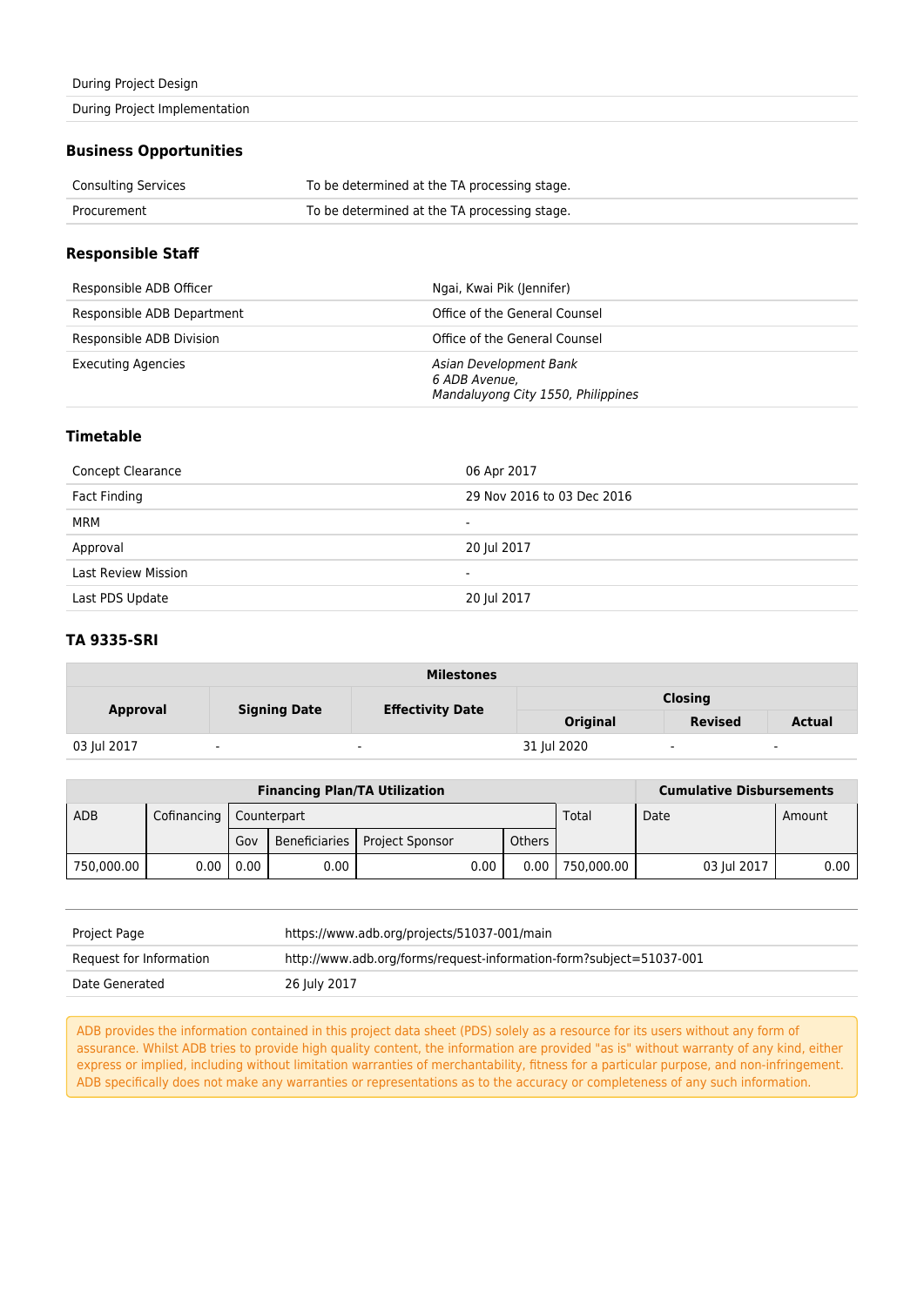| | |
|---|---|
| During Project Design | |
| During Project Implementation | |

### Business Opportunities

| | |
|---|---|
| Consulting Services | To be determined at the TA processing stage. |
| Procurement | To be determined at the TA processing stage. |

### Responsible Staff

| | |
|---|---|
| Responsible ADB Officer | Ngai, Kwai Pik (Jennifer) |
| Responsible ADB Department | Office of the General Counsel |
| Responsible ADB Division | Office of the General Counsel |
| Executing Agencies | *Asian Development Bank*<br>*6 ADB Avenue,*<br>*Mandaluyong City 1550, Philippines* |

### Timetable

| | |
|---|---|
| Concept Clearance | 06 Apr 2017 |
| Fact Finding | 29 Nov 2016 to 03 Dec 2016 |
| MRM | - |
| Approval | 20 Jul 2017 |
| Last Review Mission | - |
| Last PDS Update | 20 Jul 2017 |

### TA 9335-SRI

| Milestones | | | | | |
|---|---|---|---|---|---|
| **Approval** | **Signing Date** | **Effectivity Date** | **Closing** | | |
| | | | **Original** | **Revised** | **Actual** |
| 03 Jul 2017 | - | - | 31 Jul 2020 | - | - |

| Financing Plan/TA Utilization | | | | | | | Cumulative Disbursements | |
|---|---|---|---|---|---|---|---|---|
| ADB | Cofinancing | Counterpart | | | | Total | Date | Amount |
| | | Gov | Beneficiaries | Project Sponsor | Others | | | |
| 750,000.00 | 0.00 | 0.00 | 0.00 | 0.00 | 0.00 | 750,000.00 | 03 Jul 2017 | 0.00 |

| | |
|---|---|
| Project Page | https://www.adb.org/projects/51037-001/main |
| Request for Information | http://www.adb.org/forms/request-information-form?subject=51037-001 |
| Date Generated | 26 July 2017 |

ADB provides the information contained in this project data sheet (PDS) solely as a resource for its users without any form of assurance. Whilst ADB tries to provide high quality content, the information are provided "as is" without warranty of any kind, either express or implied, including without limitation warranties of merchantability, fitness for a particular purpose, and non-infringement. ADB specifically does not make any warranties or representations as to the accuracy or completeness of any such information.